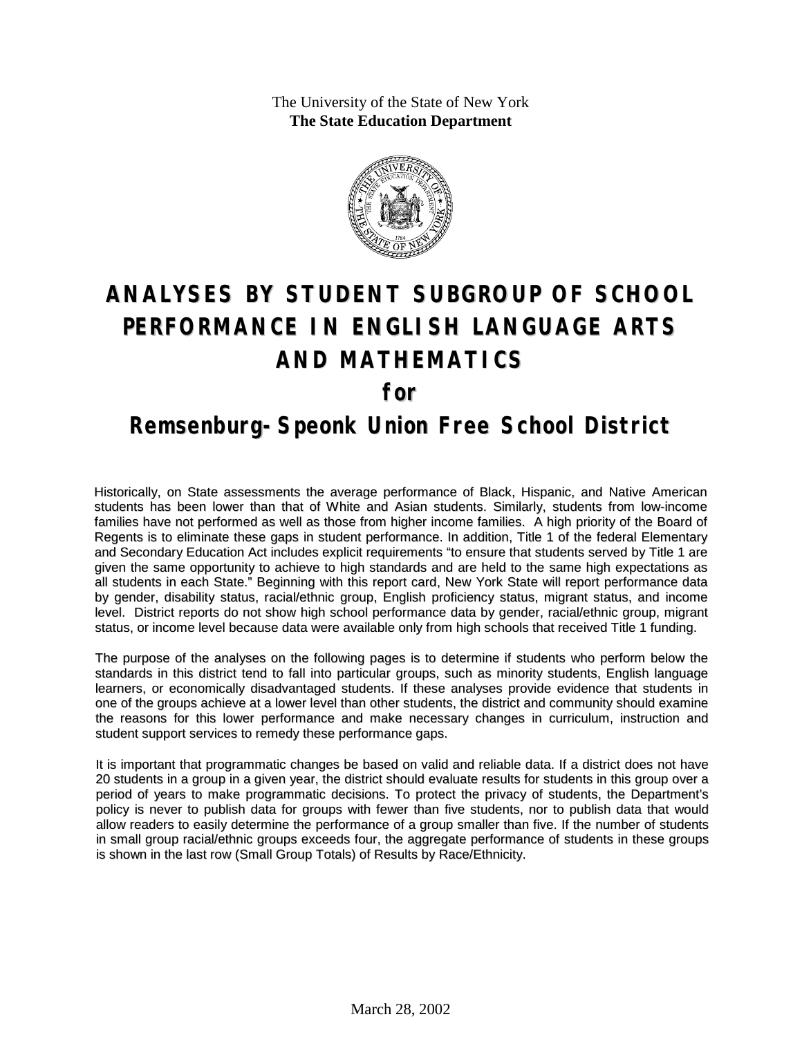The University of the State of New York
**The State Education Department**

# ANALYSES BY STUDENT SUBGROUP OF SCHOOL PERFORMANCE IN ENGLISH LANGUAGE ARTS AND MATHEMATICS

## for

# Remsenburg-Speonk Union Free School District

Historically, on State assessments the average performance of Black, Hispanic, and Native American students has been lower than that of White and Asian students. Similarly, students from low-income families have not performed as well as those from higher income families. A high priority of the Board of Regents is to eliminate these gaps in student performance. In addition, Title 1 of the federal Elementary and Secondary Education Act includes explicit requirements "to ensure that students served by Title 1 are given the same opportunity to achieve to high standards and are held to the same high expectations as all students in each State." Beginning with this report card, New York State will report performance data by gender, disability status, racial/ethnic group, English proficiency status, migrant status, and income level. District reports do not show high school performance data by gender, racial/ethnic group, migrant status, or income level because data were available only from high schools that received Title 1 funding.

The purpose of the analyses on the following pages is to determine if students who perform below the standards in this district tend to fall into particular groups, such as minority students, English language learners, or economically disadvantaged students. If these analyses provide evidence that students in one of the groups achieve at a lower level than other students, the district and community should examine the reasons for this lower performance and make necessary changes in curriculum, instruction and student support services to remedy these performance gaps.

It is important that programmatic changes be based on valid and reliable data. If a district does not have 20 students in a group in a given year, the district should evaluate results for students in this group over a period of years to make programmatic decisions. To protect the privacy of students, the Department's policy is never to publish data for groups with fewer than five students, nor to publish data that would allow readers to easily determine the performance of a group smaller than five. If the number of students in small group racial/ethnic groups exceeds four, the aggregate performance of students in these groups is shown in the last row (Small Group Totals) of Results by Race/Ethnicity.

March 28, 2002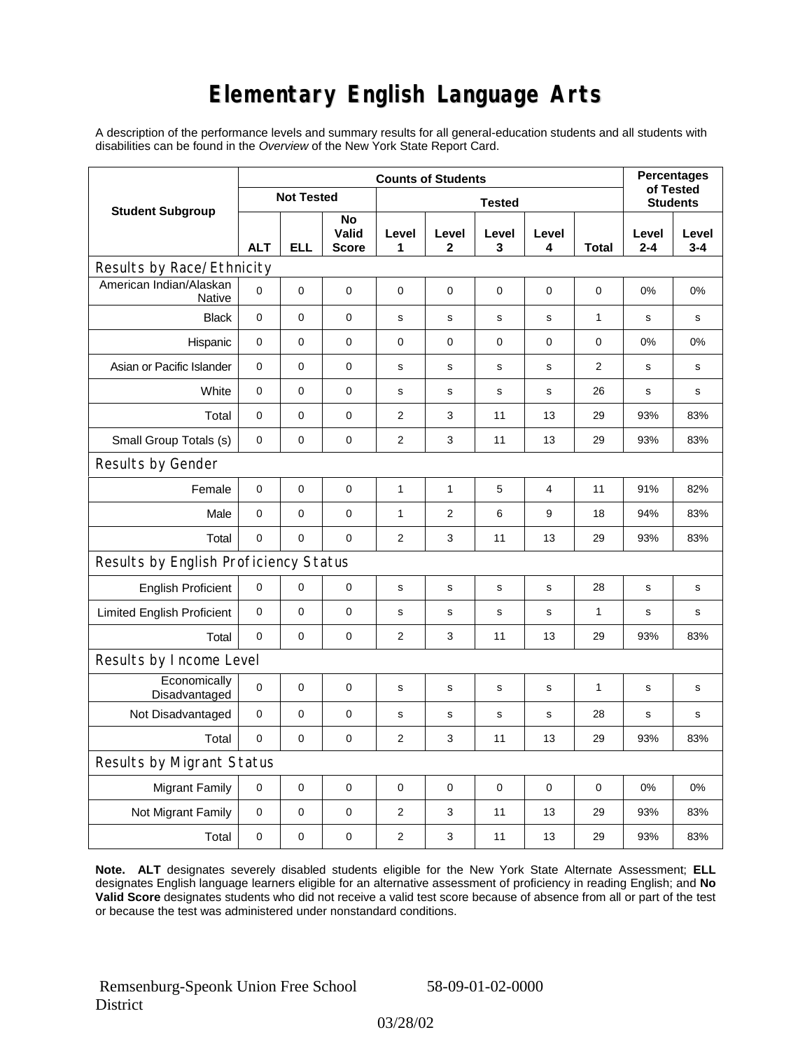# Elementary English Language Arts

A description of the performance levels and summary results for all general-education students and all students with disabilities can be found in the *Overview* of the New York State Report Card.

| Student Subgroup | Counts of Students | | | | | | | | Percentages of Tested Students | |
|---|---|---|---|---|---|---|---|---|---|---|
| | Not Tested | | | Tested | | | | | | |
| | ALT | ELL | No Valid Score | Level 1 | Level 2 | Level 3 | Level 4 | Total | Level 2-4 | Level 3-4 |
| **Results by Race/Ethnicity** | | | | | | | | | | |
| American Indian/Alaskan Native | 0 | 0 | 0 | 0 | 0 | 0 | 0 | 0 | 0% | 0% |
| Black | 0 | 0 | 0 | s | s | s | s | 1 | s | s |
| Hispanic | 0 | 0 | 0 | 0 | 0 | 0 | 0 | 0 | 0% | 0% |
| Asian or Pacific Islander | 0 | 0 | 0 | s | s | s | s | 2 | s | s |
| White | 0 | 0 | 0 | s | s | s | s | 26 | s | s |
| Total | 0 | 0 | 0 | 2 | 3 | 11 | 13 | 29 | 93% | 83% |
| Small Group Totals (s) | 0 | 0 | 0 | 2 | 3 | 11 | 13 | 29 | 93% | 83% |
| **Results by Gender** | | | | | | | | | | |
| Female | 0 | 0 | 0 | 1 | 1 | 5 | 4 | 11 | 91% | 82% |
| Male | 0 | 0 | 0 | 1 | 2 | 6 | 9 | 18 | 94% | 83% |
| Total | 0 | 0 | 0 | 2 | 3 | 11 | 13 | 29 | 93% | 83% |
| **Results by English Proficiency Status** | | | | | | | | | | |
| English Proficient | 0 | 0 | 0 | s | s | s | s | 28 | s | s |
| Limited English Proficient | 0 | 0 | 0 | s | s | s | s | 1 | s | s |
| Total | 0 | 0 | 0 | 2 | 3 | 11 | 13 | 29 | 93% | 83% |
| **Results by Income Level** | | | | | | | | | | |
| Economically Disadvantaged | 0 | 0 | 0 | s | s | s | s | 1 | s | s |
| Not Disadvantaged | 0 | 0 | 0 | s | s | s | s | 28 | s | s |
| Total | 0 | 0 | 0 | 2 | 3 | 11 | 13 | 29 | 93% | 83% |
| **Results by Migrant Status** | | | | | | | | | | |
| Migrant Family | 0 | 0 | 0 | 0 | 0 | 0 | 0 | 0 | 0% | 0% |
| Not Migrant Family | 0 | 0 | 0 | 2 | 3 | 11 | 13 | 29 | 93% | 83% |
| Total | 0 | 0 | 0 | 2 | 3 | 11 | 13 | 29 | 93% | 83% |

**Note. ALT** designates severely disabled students eligible for the New York State Alternate Assessment; **ELL** designates English language learners eligible for an alternative assessment of proficiency in reading English; and **No Valid Score** designates students who did not receive a valid test score because of absence from all or part of the test or because the test was administered under nonstandard conditions.

Remsenburg-Speonk Union Free School District 58-09-01-02-0000

03/28/02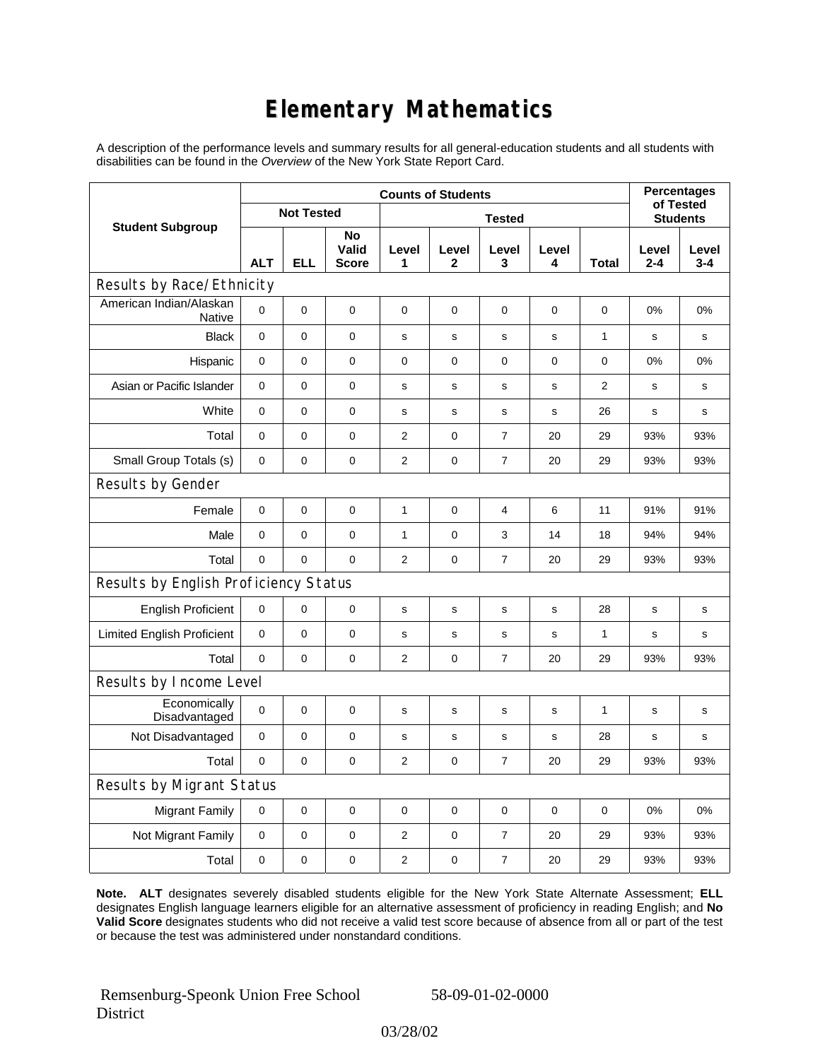# Elementary Mathematics

A description of the performance levels and summary results for all general-education students and all students with disabilities can be found in the *Overview* of the New York State Report Card.

| Student Subgroup | Counts of Students | | | | | | | | Percentages of Tested Students | |
|---|---|---|---|---|---|---|---|---|---|---|
| | Not Tested | | | Tested | | | | | | |
| | ALT | ELL | No Valid Score | Level 1 | Level 2 | Level 3 | Level 4 | Total | Level 2-4 | Level 3-4 |
| **Results by Race/Ethnicity** | | | | | | | | | | |
| American Indian/Alaskan Native | 0 | 0 | 0 | 0 | 0 | 0 | 0 | 0 | 0% | 0% |
| Black | 0 | 0 | 0 | s | s | s | s | 1 | s | s |
| Hispanic | 0 | 0 | 0 | 0 | 0 | 0 | 0 | 0 | 0% | 0% |
| Asian or Pacific Islander | 0 | 0 | 0 | s | s | s | s | 2 | s | s |
| White | 0 | 0 | 0 | s | s | s | s | 26 | s | s |
| Total | 0 | 0 | 0 | 2 | 0 | 7 | 20 | 29 | 93% | 93% |
| Small Group Totals (s) | 0 | 0 | 0 | 2 | 0 | 7 | 20 | 29 | 93% | 93% |
| **Results by Gender** | | | | | | | | | | |
| Female | 0 | 0 | 0 | 1 | 0 | 4 | 6 | 11 | 91% | 91% |
| Male | 0 | 0 | 0 | 1 | 0 | 3 | 14 | 18 | 94% | 94% |
| Total | 0 | 0 | 0 | 2 | 0 | 7 | 20 | 29 | 93% | 93% |
| **Results by English Proficiency Status** | | | | | | | | | | |
| English Proficient | 0 | 0 | 0 | s | s | s | s | 28 | s | s |
| Limited English Proficient | 0 | 0 | 0 | s | s | s | s | 1 | s | s |
| Total | 0 | 0 | 0 | 2 | 0 | 7 | 20 | 29 | 93% | 93% |
| **Results by Income Level** | | | | | | | | | | |
| Economically Disadvantaged | 0 | 0 | 0 | s | s | s | s | 1 | s | s |
| Not Disadvantaged | 0 | 0 | 0 | s | s | s | s | 28 | s | s |
| Total | 0 | 0 | 0 | 2 | 0 | 7 | 20 | 29 | 93% | 93% |
| **Results by Migrant Status** | | | | | | | | | | |
| Migrant Family | 0 | 0 | 0 | 0 | 0 | 0 | 0 | 0 | 0% | 0% |
| Not Migrant Family | 0 | 0 | 0 | 2 | 0 | 7 | 20 | 29 | 93% | 93% |
| Total | 0 | 0 | 0 | 2 | 0 | 7 | 20 | 29 | 93% | 93% |

**Note. ALT** designates severely disabled students eligible for the New York State Alternate Assessment; **ELL** designates English language learners eligible for an alternative assessment of proficiency in reading English; and **No Valid Score** designates students who did not receive a valid test score because of absence from all or part of the test or because the test was administered under nonstandard conditions.

Remsenburg-Speonk Union Free School District    58-09-01-02-0000

03/28/02